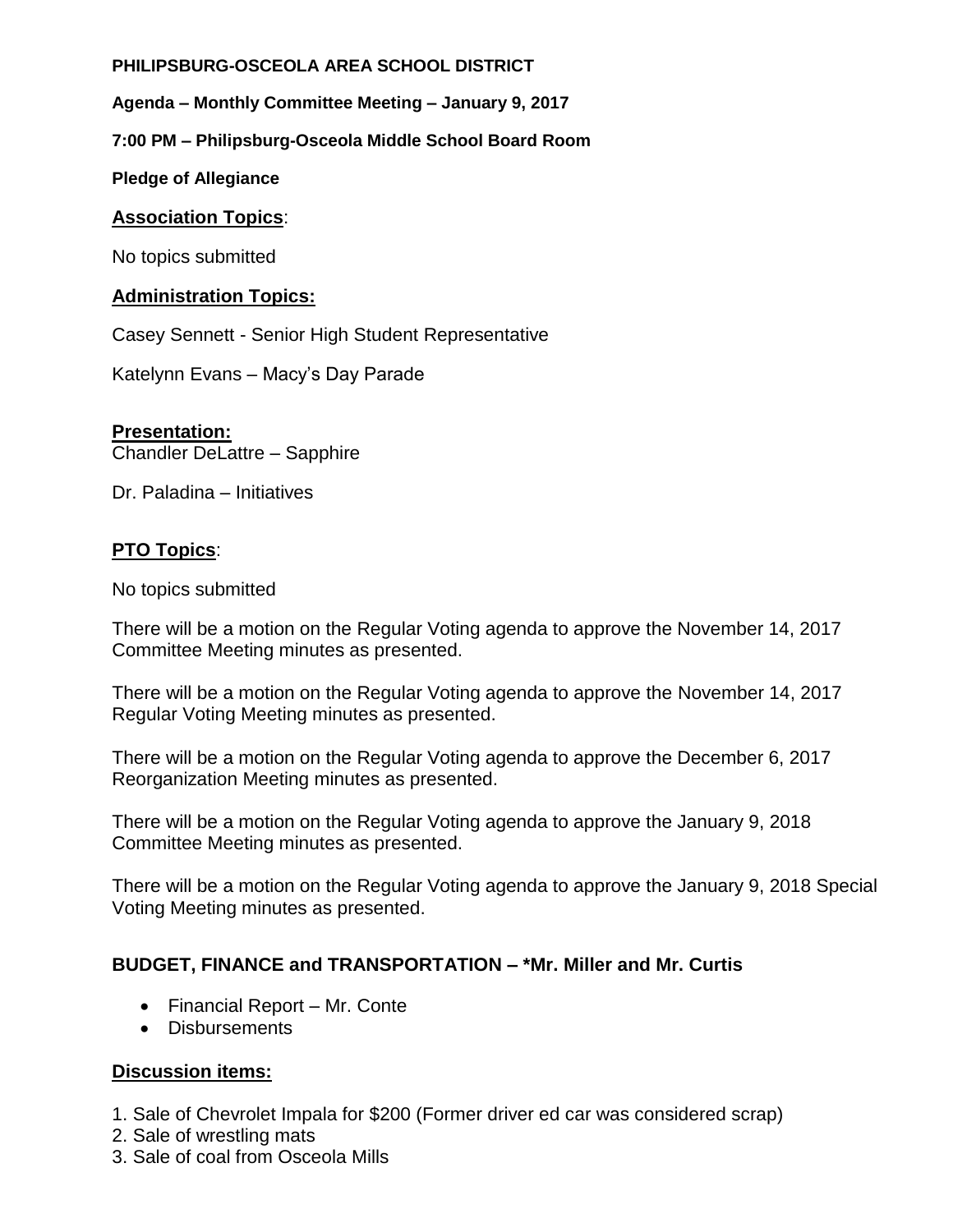**PHILIPSBURG-OSCEOLA AREA SCHOOL DISTRICT**

**Agenda – Monthly Committee Meeting – January 9, 2017**

**7:00 PM – Philipsburg-Osceola Middle School Board Room**

**Pledge of Allegiance**

## Association Topics:

No topics submitted

## Administration Topics:

Casey Sennett - Senior High Student Representative

Katelynn Evans – Macy's Day Parade

## Presentation:

Chandler DeLattre – Sapphire

Dr. Paladina – Initiatives

## PTO Topics:

No topics submitted

There will be a motion on the Regular Voting agenda to approve the November 14, 2017 Committee Meeting minutes as presented.

There will be a motion on the Regular Voting agenda to approve the November 14, 2017 Regular Voting Meeting minutes as presented.

There will be a motion on the Regular Voting agenda to approve the December 6, 2017 Reorganization Meeting minutes as presented.

There will be a motion on the Regular Voting agenda to approve the January 9, 2018 Committee Meeting minutes as presented.

There will be a motion on the Regular Voting agenda to approve the January 9, 2018 Special Voting Meeting minutes as presented.

### BUDGET, FINANCE and TRANSPORTATION – *Mr. Miller and Mr. Curtis

- Financial Report – Mr. Conte
- Disbursements

## Discussion items:

1. Sale of Chevrolet Impala for $200 (Former driver ed car was considered scrap)
2. Sale of wrestling mats
3. Sale of coal from Osceola Mills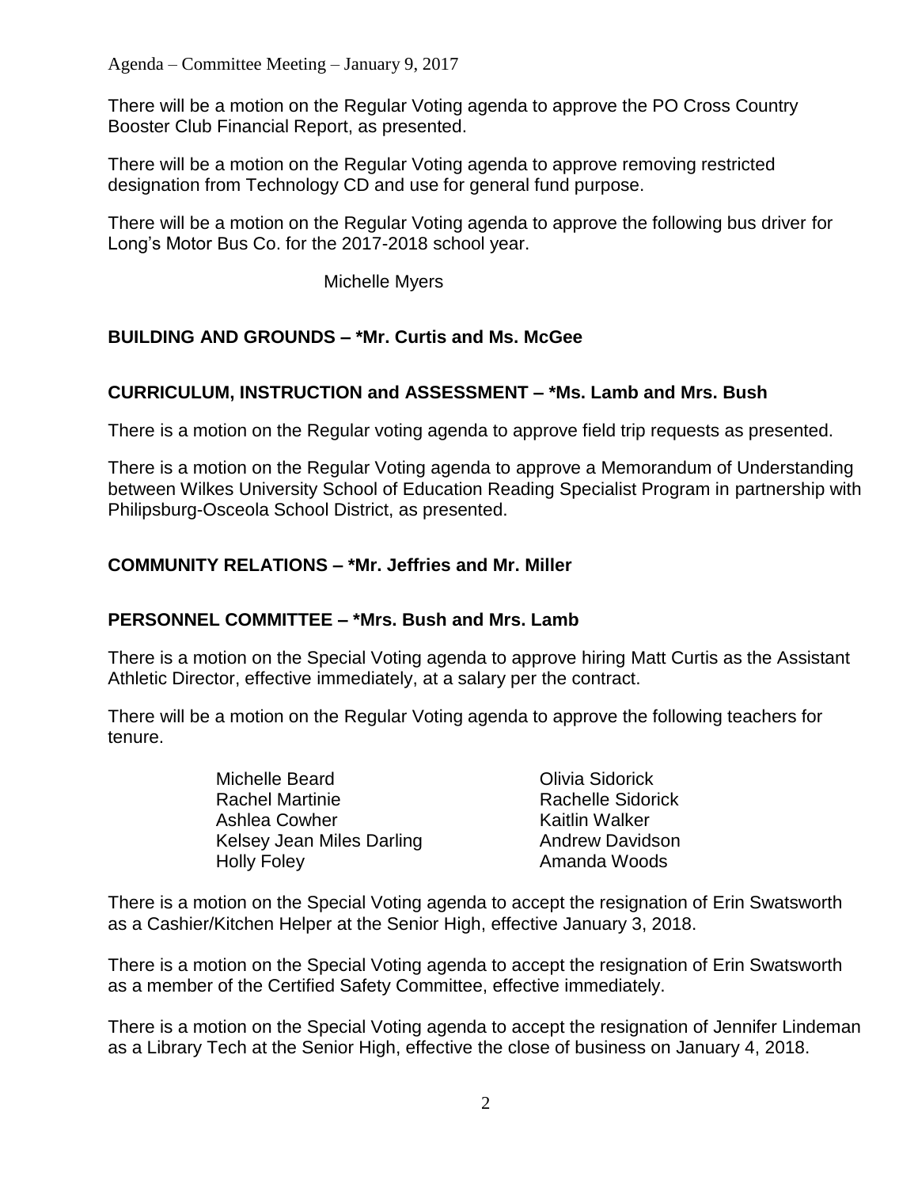There will be a motion on the Regular Voting agenda to approve the PO Cross Country Booster Club Financial Report, as presented.

There will be a motion on the Regular Voting agenda to approve removing restricted designation from Technology CD and use for general fund purpose.

There will be a motion on the Regular Voting agenda to approve the following bus driver for Long's Motor Bus Co. for the 2017-2018 school year.

Michelle Myers

## BUILDING AND GROUNDS – *Mr. Curtis and Ms. McGee

## CURRICULUM, INSTRUCTION and ASSESSMENT – *Ms. Lamb and Mrs. Bush

There is a motion on the Regular voting agenda to approve field trip requests as presented.

There is a motion on the Regular Voting agenda to approve a Memorandum of Understanding between Wilkes University School of Education Reading Specialist Program in partnership with Philipsburg-Osceola School District, as presented.

## COMMUNITY RELATIONS – *Mr. Jeffries and Mr. Miller

## PERSONNEL COMMITTEE – *Mrs. Bush and Mrs. Lamb

There is a motion on the Special Voting agenda to approve hiring Matt Curtis as the Assistant Athletic Director, effective immediately, at a salary per the contract.

There will be a motion on the Regular Voting agenda to approve the following teachers for tenure.

- Michelle Beard
- Rachel Martinie
- Ashlea Cowher
- Kelsey Jean Miles Darling
- Holly Foley
- Olivia Sidorick
- Rachelle Sidorick
- Kaitlin Walker
- Andrew Davidson
- Amanda Woods

There is a motion on the Special Voting agenda to accept the resignation of Erin Swatsworth as a Cashier/Kitchen Helper at the Senior High, effective January 3, 2018.

There is a motion on the Special Voting agenda to accept the resignation of Erin Swatsworth as a member of the Certified Safety Committee, effective immediately.

There is a motion on the Special Voting agenda to accept the resignation of Jennifer Lindeman as a Library Tech at the Senior High, effective the close of business on January 4, 2018.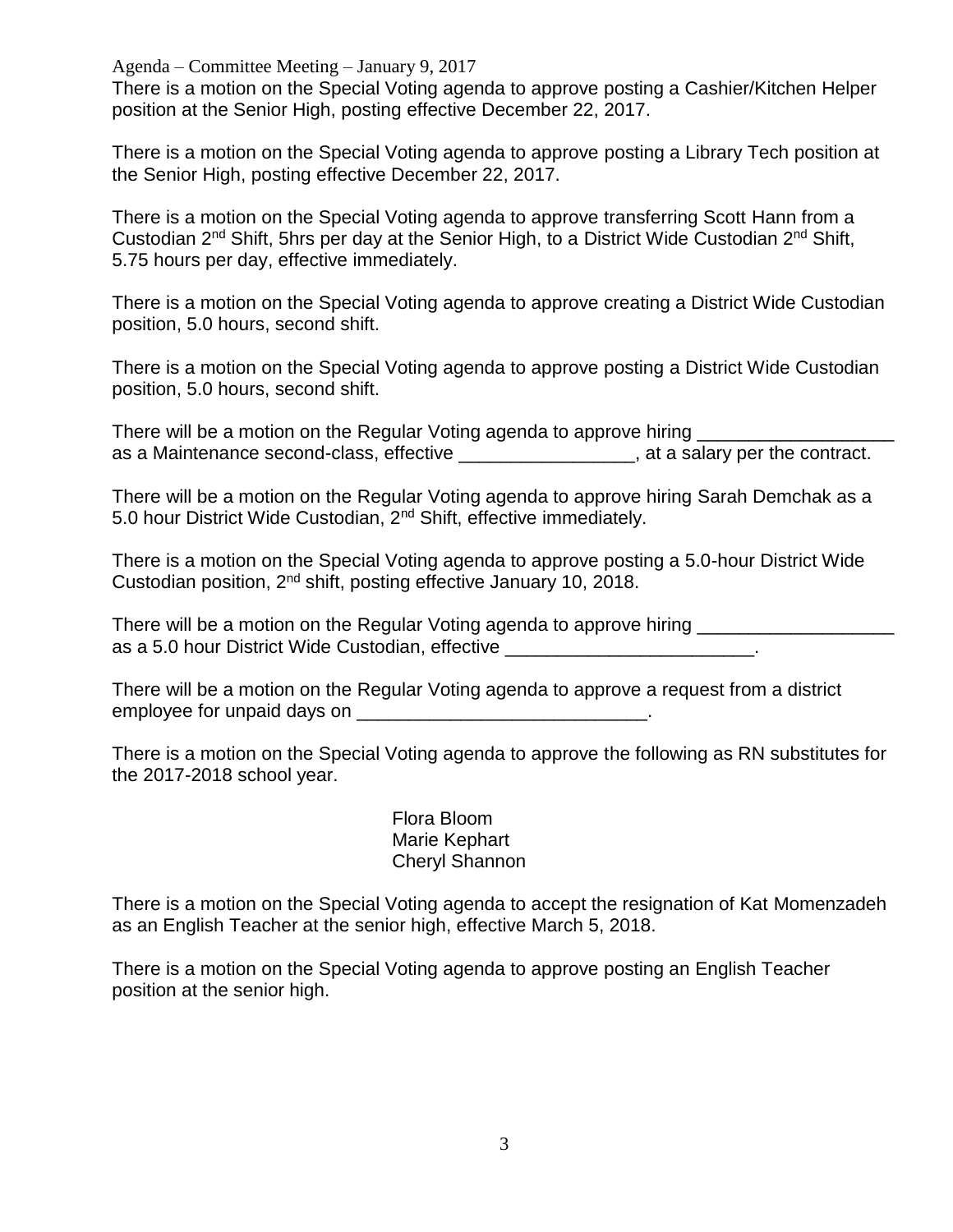There is a motion on the Special Voting agenda to approve posting a Cashier/Kitchen Helper position at the Senior High, posting effective December 22, 2017.

There is a motion on the Special Voting agenda to approve posting a Library Tech position at the Senior High, posting effective December 22, 2017.

There is a motion on the Special Voting agenda to approve transferring Scott Hann from a Custodian 2nd Shift, 5hrs per day at the Senior High, to a District Wide Custodian 2nd Shift, 5.75 hours per day, effective immediately.

There is a motion on the Special Voting agenda to approve creating a District Wide Custodian position, 5.0 hours, second shift.

There is a motion on the Special Voting agenda to approve posting a District Wide Custodian position, 5.0 hours, second shift.

There will be a motion on the Regular Voting agenda to approve hiring ___________________ as a Maintenance second-class, effective _________________, at a salary per the contract.

There will be a motion on the Regular Voting agenda to approve hiring Sarah Demchak as a 5.0 hour District Wide Custodian, 2nd Shift, effective immediately.

There is a motion on the Special Voting agenda to approve posting a 5.0-hour District Wide Custodian position, 2nd shift, posting effective January 10, 2018.

There will be a motion on the Regular Voting agenda to approve hiring ___________________ as a 5.0 hour District Wide Custodian, effective ________________________.

There will be a motion on the Regular Voting agenda to approve a request from a district employee for unpaid days on ____________________________.

There is a motion on the Special Voting agenda to approve the following as RN substitutes for the 2017-2018 school year.

Flora Bloom
Marie Kephart
Cheryl Shannon

There is a motion on the Special Voting agenda to accept the resignation of Kat Momenzadeh as an English Teacher at the senior high, effective March 5, 2018.

There is a motion on the Special Voting agenda to approve posting an English Teacher position at the senior high.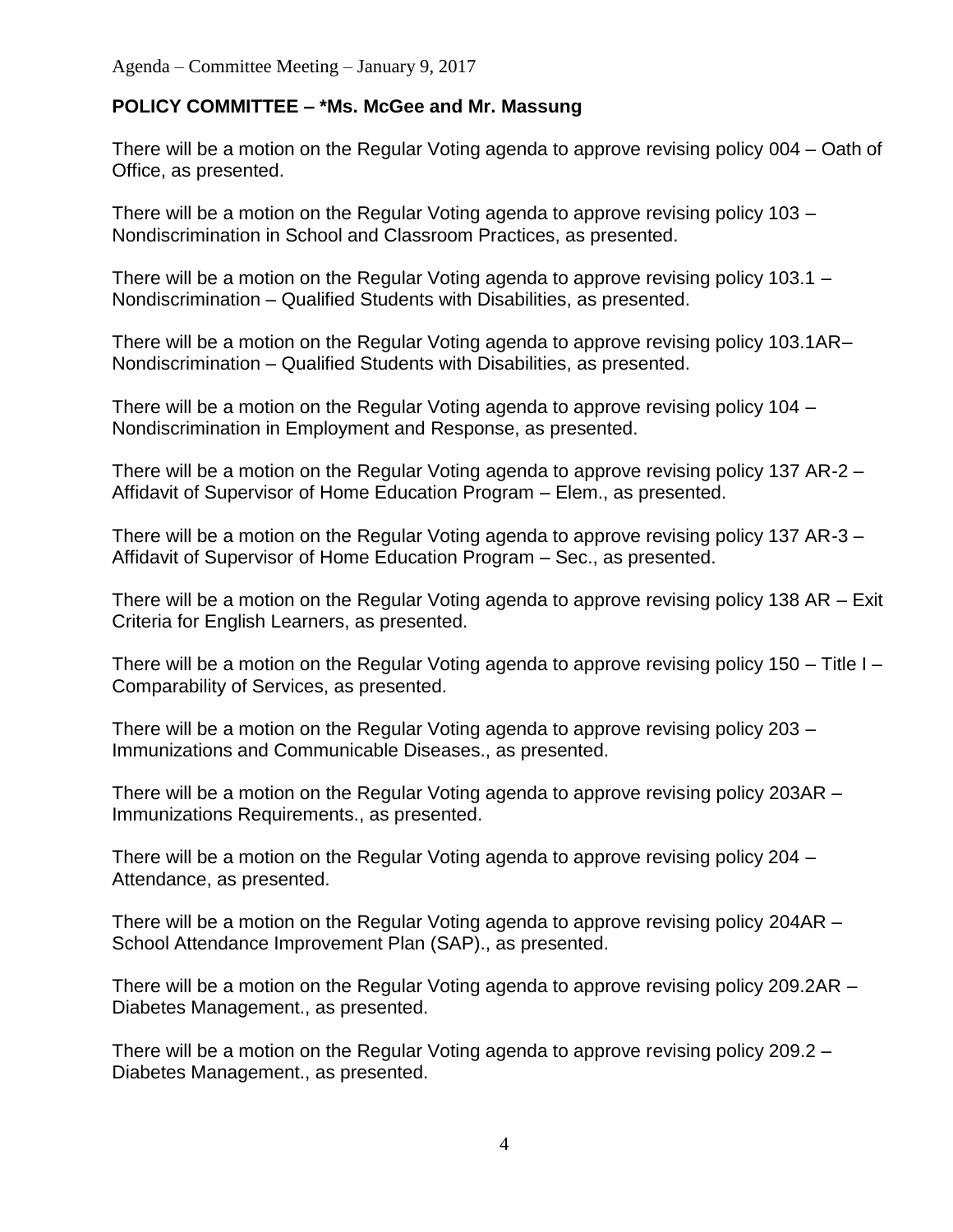**POLICY COMMITTEE – *Ms. McGee and Mr. Massung**

There will be a motion on the Regular Voting agenda to approve revising policy 004 – Oath of Office, as presented.

There will be a motion on the Regular Voting agenda to approve revising policy 103 – Nondiscrimination in School and Classroom Practices, as presented.

There will be a motion on the Regular Voting agenda to approve revising policy 103.1 – Nondiscrimination – Qualified Students with Disabilities, as presented.

There will be a motion on the Regular Voting agenda to approve revising policy 103.1AR– Nondiscrimination – Qualified Students with Disabilities, as presented.

There will be a motion on the Regular Voting agenda to approve revising policy 104 – Nondiscrimination in Employment and Response, as presented.

There will be a motion on the Regular Voting agenda to approve revising policy 137 AR-2 – Affidavit of Supervisor of Home Education Program – Elem., as presented.

There will be a motion on the Regular Voting agenda to approve revising policy 137 AR-3 – Affidavit of Supervisor of Home Education Program – Sec., as presented.

There will be a motion on the Regular Voting agenda to approve revising policy 138 AR – Exit Criteria for English Learners, as presented.

There will be a motion on the Regular Voting agenda to approve revising policy 150 – Title I – Comparability of Services, as presented.

There will be a motion on the Regular Voting agenda to approve revising policy 203 – Immunizations and Communicable Diseases., as presented.

There will be a motion on the Regular Voting agenda to approve revising policy 203AR – Immunizations Requirements., as presented.

There will be a motion on the Regular Voting agenda to approve revising policy 204 – Attendance, as presented.

There will be a motion on the Regular Voting agenda to approve revising policy 204AR – School Attendance Improvement Plan (SAP)., as presented.

There will be a motion on the Regular Voting agenda to approve revising policy 209.2AR – Diabetes Management., as presented.

There will be a motion on the Regular Voting agenda to approve revising policy 209.2 – Diabetes Management., as presented.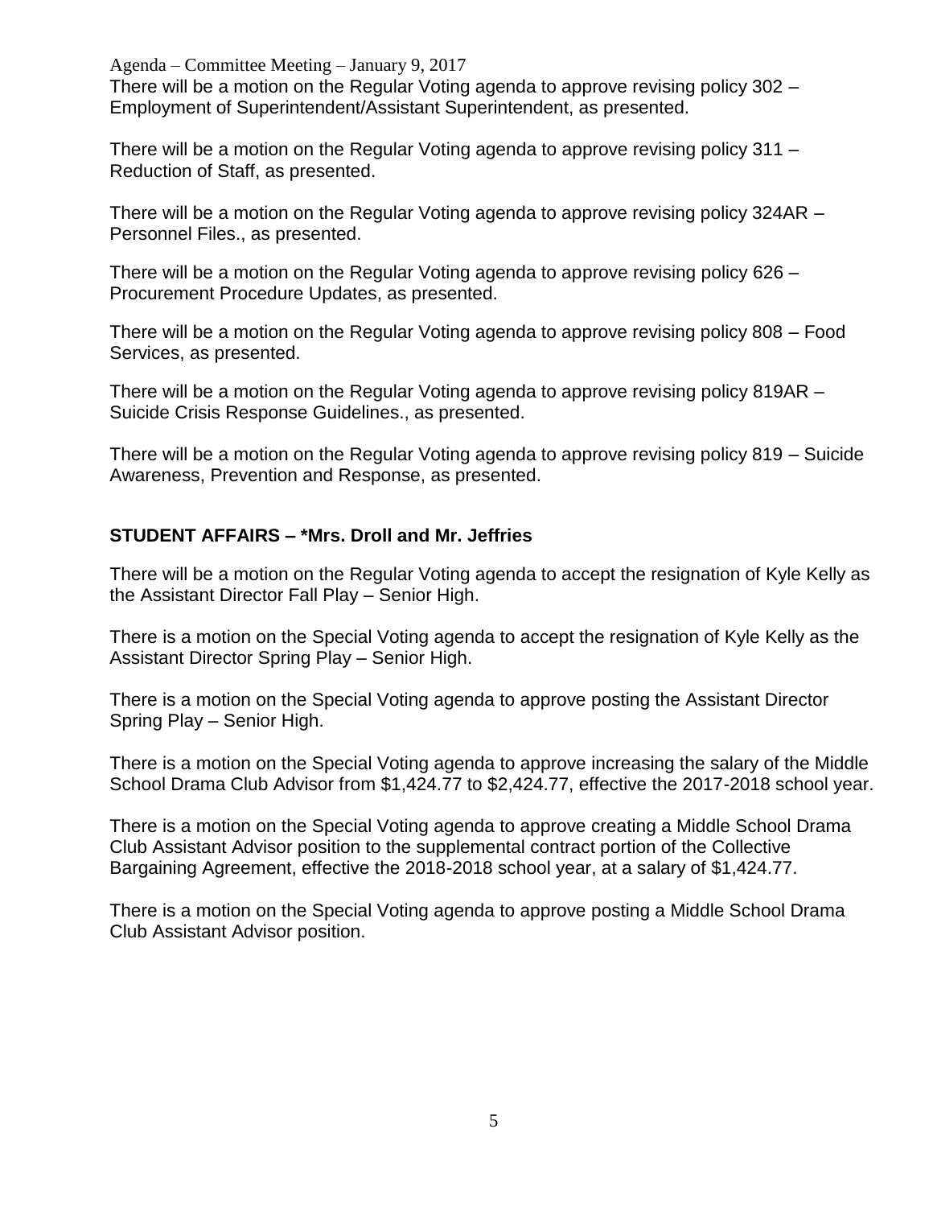There will be a motion on the Regular Voting agenda to approve revising policy 302 – Employment of Superintendent/Assistant Superintendent, as presented.

There will be a motion on the Regular Voting agenda to approve revising policy 311 – Reduction of Staff, as presented.

There will be a motion on the Regular Voting agenda to approve revising policy 324AR – Personnel Files., as presented.

There will be a motion on the Regular Voting agenda to approve revising policy 626 – Procurement Procedure Updates, as presented.

There will be a motion on the Regular Voting agenda to approve revising policy 808 – Food Services, as presented.

There will be a motion on the Regular Voting agenda to approve revising policy 819AR – Suicide Crisis Response Guidelines., as presented.

There will be a motion on the Regular Voting agenda to approve revising policy 819 – Suicide Awareness, Prevention and Response, as presented.

**STUDENT AFFAIRS – *Mrs. Droll and Mr. Jeffries**

There will be a motion on the Regular Voting agenda to accept the resignation of Kyle Kelly as the Assistant Director Fall Play – Senior High.

There is a motion on the Special Voting agenda to accept the resignation of Kyle Kelly as the Assistant Director Spring Play – Senior High.

There is a motion on the Special Voting agenda to approve posting the Assistant Director Spring Play – Senior High.

There is a motion on the Special Voting agenda to approve increasing the salary of the Middle School Drama Club Advisor from $1,424.77 to $2,424.77, effective the 2017-2018 school year.

There is a motion on the Special Voting agenda to approve creating a Middle School Drama Club Assistant Advisor position to the supplemental contract portion of the Collective Bargaining Agreement, effective the 2018-2018 school year, at a salary of $1,424.77.

There is a motion on the Special Voting agenda to approve posting a Middle School Drama Club Assistant Advisor position.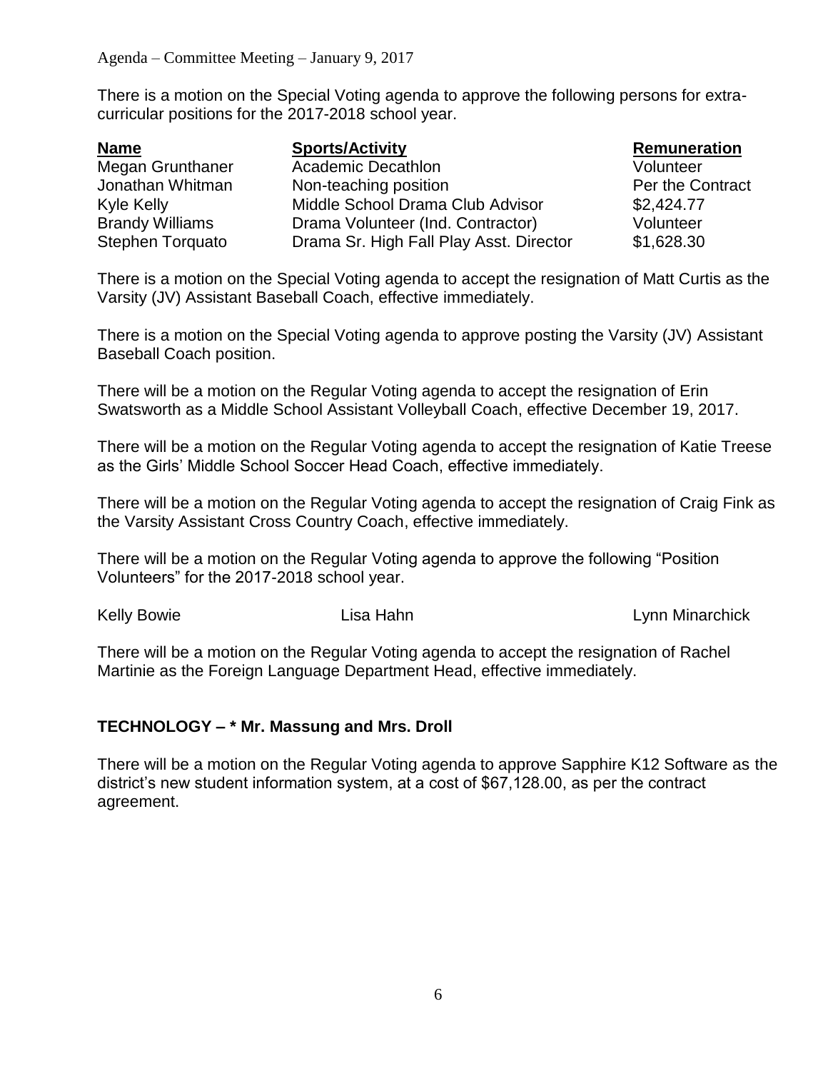There is a motion on the Special Voting agenda to approve the following persons for extra-curricular positions for the 2017-2018 school year.

| Name | Sports/Activity | Remuneration |
|---|---|---|
| Megan Grunthaner | Academic Decathlon | Volunteer |
| Jonathan Whitman | Non-teaching position | Per the Contract |
| Kyle Kelly | Middle School Drama Club Advisor | $2,424.77 |
| Brandy Williams | Drama Volunteer (Ind. Contractor) | Volunteer |
| Stephen Torquato | Drama Sr. High Fall Play Asst. Director | $1,628.30 |

There is a motion on the Special Voting agenda to accept the resignation of Matt Curtis as the Varsity (JV) Assistant Baseball Coach, effective immediately.

There is a motion on the Special Voting agenda to approve posting the Varsity (JV) Assistant Baseball Coach position.

There will be a motion on the Regular Voting agenda to accept the resignation of Erin Swatsworth as a Middle School Assistant Volleyball Coach, effective December 19, 2017.

There will be a motion on the Regular Voting agenda to accept the resignation of Katie Treese as the Girls' Middle School Soccer Head Coach, effective immediately.

There will be a motion on the Regular Voting agenda to accept the resignation of Craig Fink as the Varsity Assistant Cross Country Coach, effective immediately.

There will be a motion on the Regular Voting agenda to approve the following "Position Volunteers" for the 2017-2018 school year.

Kelly Bowie Lisa Hahn Lynn Minarchick

There will be a motion on the Regular Voting agenda to accept the resignation of Rachel Martinie as the Foreign Language Department Head, effective immediately.

## TECHNOLOGY – * Mr. Massung and Mrs. Droll

There will be a motion on the Regular Voting agenda to approve Sapphire K12 Software as the district's new student information system, at a cost of $67,128.00, as per the contract agreement.